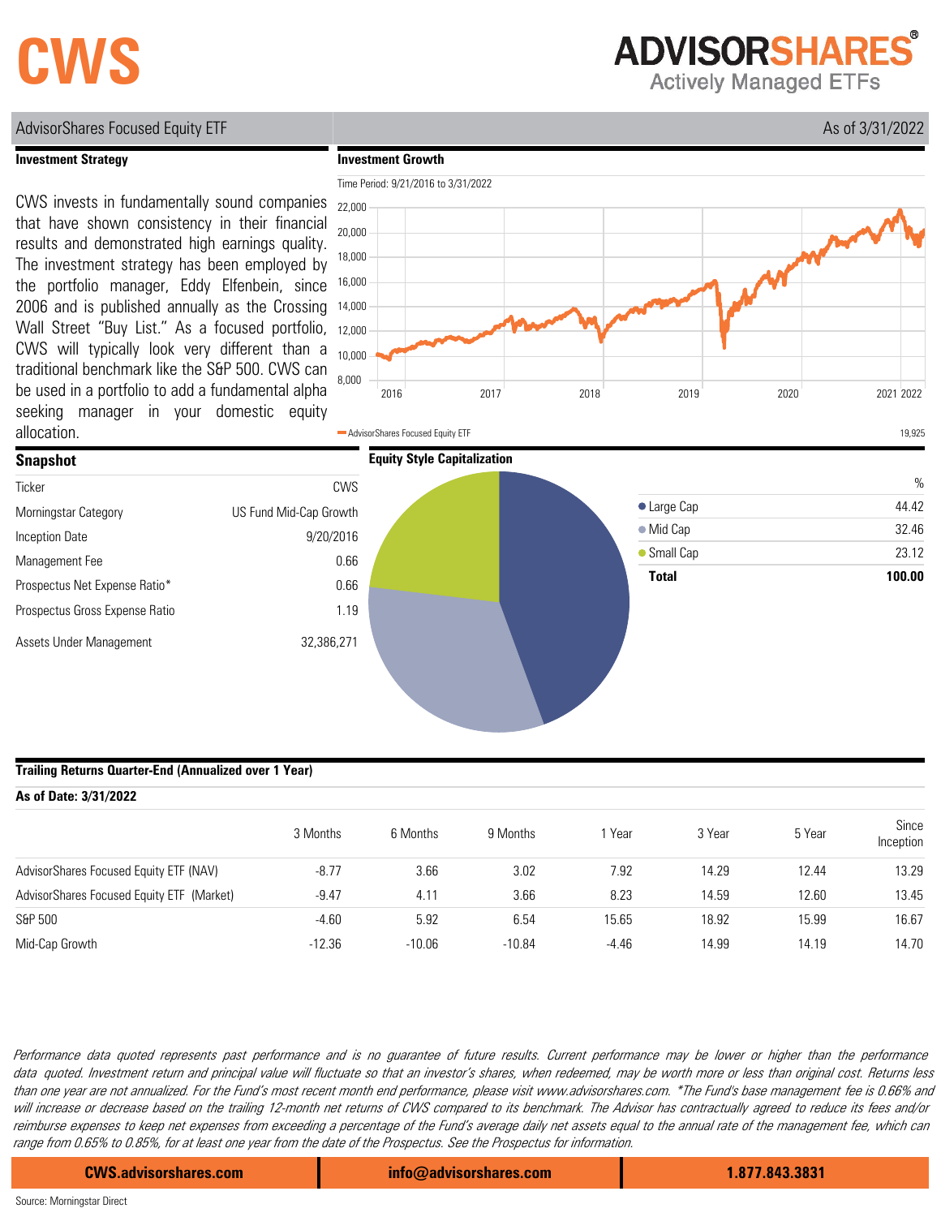# CWS

**ADVISORSHARES®**
Actively Managed ETFs

AdvisorShares Focused Equity ETF | As of 3/31/2022

## Investment Strategy

CWS invests in fundamentally sound companies that have shown consistency in their financial results and demonstrated high earnings quality. The investment strategy has been employed by the portfolio manager, Eddy Elfenbein, since 2006 and is published annually as the Crossing Wall Street "Buy List." As a focused portfolio, CWS will typically look very different than a traditional benchmark like the S&P 500. CWS can be used in a portfolio to add a fundamental alpha seeking manager in your domestic equity allocation.

## Investment Growth

Time Period: 9/21/2016 to 3/31/2022

AdvisorShares Focused Equity ETF — 19,925

## Snapshot

| | |
|---|---|
| Ticker | CWS |
| Morningstar Category | US Fund Mid-Cap Growth |
| Inception Date | 9/20/2016 |
| Management Fee | 0.66 |
| Prospectus Net Expense Ratio* | 0.66 |
| Prospectus Gross Expense Ratio | 1.19 |
| Assets Under Management | 32,386,271 |

## Equity Style Capitalization

| | % |
|---|---|
| Large Cap | 44.42 |
| Mid Cap | 32.46 |
| Small Cap | 23.12 |
| **Total** | **100.00** |

## Trailing Returns Quarter-End (Annualized over 1 Year)

**As of Date: 3/31/2022**

| | 3 Months | 6 Months | 9 Months | 1 Year | 3 Year | 5 Year | Since Inception |
|---|---|---|---|---|---|---|---|
| AdvisorShares Focused Equity ETF (NAV) | -8.77 | 3.66 | 3.02 | 7.92 | 14.29 | 12.44 | 13.29 |
| AdvisorShares Focused Equity ETF (Market) | -9.47 | 4.11 | 3.66 | 8.23 | 14.59 | 12.60 | 13.45 |
| S&P 500 | -4.60 | 5.92 | 6.54 | 15.65 | 18.92 | 15.99 | 16.67 |
| Mid-Cap Growth | -12.36 | -10.06 | -10.84 | -4.46 | 14.99 | 14.19 | 14.70 |

*Performance data quoted represents past performance and is no guarantee of future results. Current performance may be lower or higher than the performance data quoted. Investment return and principal value will fluctuate so that an investor's shares, when redeemed, may be worth more or less than original cost. Returns less than one year are not annualized. For the Fund's most recent month end performance, please visit www.advisorshares.com. *The Fund's base management fee is 0.66% and will increase or decrease based on the trailing 12-month net returns of CWS compared to its benchmark. The Advisor has contractually agreed to reduce its fees and/or reimburse expenses to keep net expenses from exceeding a percentage of the Fund's average daily net assets equal to the annual rate of the management fee, which can range from 0.65% to 0.85%, for at least one year from the date of the Prospectus. See the Prospectus for information.*

**CWS.advisorshares.com** | **info@advisorshares.com** | **1.877.843.3831**

Source: Morningstar Direct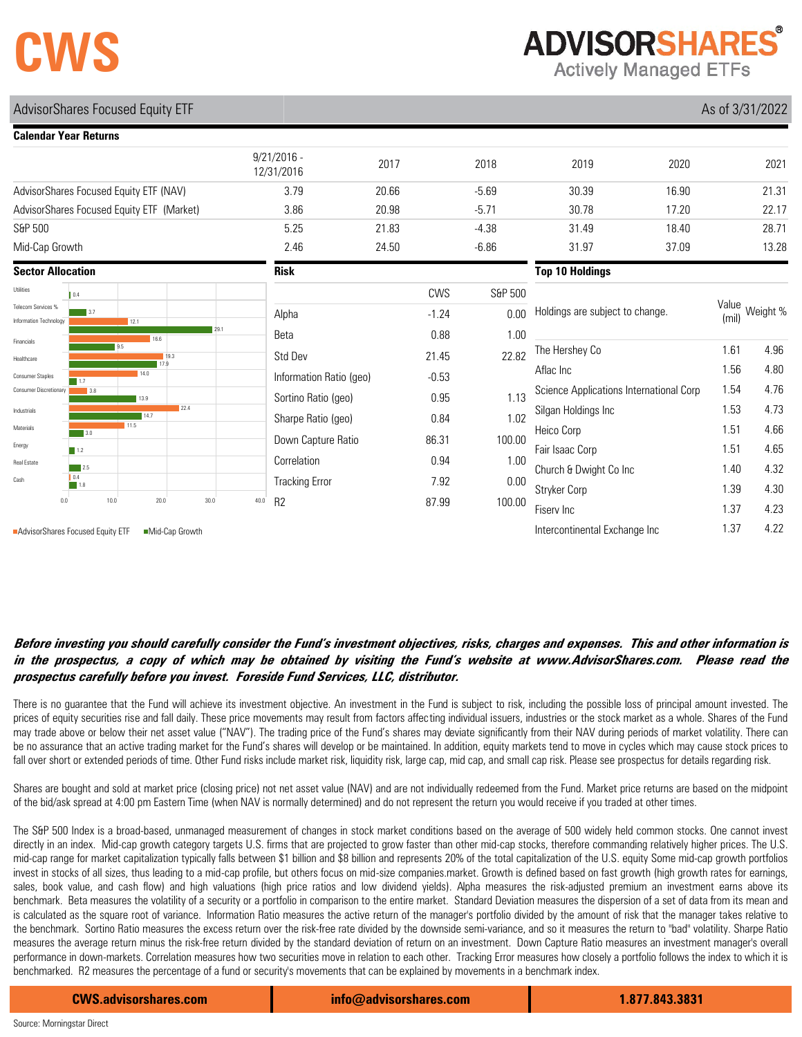CWS

ADVISORSHARES®
Actively Managed ETFs

AdvisorShares Focused Equity ETF — As of 3/31/2022

## Calendar Year Returns

| | 9/21/2016 - 12/31/2016 | 2017 | 2018 | 2019 | 2020 | 2021 |
|---|---|---|---|---|---|---|
| AdvisorShares Focused Equity ETF (NAV) | 3.79 | 20.66 | -5.69 | 30.39 | 16.90 | 21.31 |
| AdvisorShares Focused Equity ETF (Market) | 3.86 | 20.98 | -5.71 | 30.78 | 17.20 | 22.17 |
| S&P 500 | 5.25 | 21.83 | -4.38 | 31.49 | 18.40 | 28.71 |
| Mid-Cap Growth | 2.46 | 24.50 | -6.86 | 31.97 | 37.09 | 13.28 |

## Sector Allocation

Utilities 0.4
Telecom Services % 3.7
Information Technology 12.1 29.1
Financials 16.6 9.5
Healthcare 19.3 17.9
Consumer Staples 14.0 1.7
Consumer Discretionary 3.8 13.9
Industrials 22.4 14.7
Materials 11.5 3.0
Energy 1.2
Real Estate 2.5
Cash 0.4 1.8

0.0 10.0 20.0 30.0 40.0

AdvisorShares Focused Equity ETF, Mid-Cap Growth

## Risk

| | CWS | S&P 500 |
|---|---|---|
| Alpha | -1.24 | 0.00 |
| Beta | 0.88 | 1.00 |
| Std Dev | 21.45 | 22.82 |
| Information Ratio (geo) | -0.53 | |
| Sortino Ratio (geo) | 0.95 | 1.13 |
| Sharpe Ratio (geo) | 0.84 | 1.02 |
| Down Capture Ratio | 86.31 | 100.00 |
| Correlation | 0.94 | 1.00 |
| Tracking Error | 7.92 | 0.00 |
| R2 | 87.99 | 100.00 |

## Top 10 Holdings

| Holdings are subject to change. | Value (mil) | Weight % |
|---|---|---|
| The Hershey Co | 1.61 | 4.96 |
| Aflac Inc | 1.56 | 4.80 |
| Science Applications International Corp | 1.54 | 4.76 |
| Silgan Holdings Inc | 1.53 | 4.73 |
| Heico Corp | 1.51 | 4.66 |
| Fair Isaac Corp | 1.51 | 4.65 |
| Church & Dwight Co Inc | 1.40 | 4.32 |
| Stryker Corp | 1.39 | 4.30 |
| Fiserv Inc | 1.37 | 4.23 |
| Intercontinental Exchange Inc | 1.37 | 4.22 |

***Before investing you should carefully consider the Fund's investment objectives, risks, charges and expenses. This and other information is in the prospectus, a copy of which may be obtained by visiting the Fund's website at www.AdvisorShares.com. Please read the prospectus carefully before you invest. Foreside Fund Services, LLC, distributor.***

There is no guarantee that the Fund will achieve its investment objective. An investment in the Fund is subject to risk, including the possible loss of principal amount invested. The prices of equity securities rise and fall daily. These price movements may result from factors affecting individual issuers, industries or the stock market as a whole. Shares of the Fund may trade above or below their net asset value ("NAV"). The trading price of the Fund's shares may deviate significantly from their NAV during periods of market volatility. There can be no assurance that an active trading market for the Fund's shares will develop or be maintained. In addition, equity markets tend to move in cycles which may cause stock prices to fall over short or extended periods of time. Other Fund risks include market risk, liquidity risk, large cap, mid cap, and small cap risk. Please see prospectus for details regarding risk.

Shares are bought and sold at market price (closing price) not net asset value (NAV) and are not individually redeemed from the Fund. Market price returns are based on the midpoint of the bid/ask spread at 4:00 pm Eastern Time (when NAV is normally determined) and do not represent the return you would receive if you traded at other times.

The S&P 500 Index is a broad-based, unmanaged measurement of changes in stock market conditions based on the average of 500 widely held common stocks. One cannot invest directly in an index. Mid-cap growth category targets U.S. firms that are projected to grow faster than other mid-cap stocks, therefore commanding relatively higher prices. The U.S. mid-cap range for market capitalization typically falls between \$1 billion and \$8 billion and represents 20% of the total capitalization of the U.S. equity Some mid-cap growth portfolios invest in stocks of all sizes, thus leading to a mid-cap profile, but others focus on mid-size companies.market. Growth is defined based on fast growth (high growth rates for earnings, sales, book value, and cash flow) and high valuations (high price ratios and low dividend yields). Alpha measures the risk-adjusted premium an investment earns above its benchmark. Beta measures the volatility of a security or a portfolio in comparison to the entire market. Standard Deviation measures the dispersion of a set of data from its mean and is calculated as the square root of variance. Information Ratio measures the active return of the manager's portfolio divided by the amount of risk that the manager takes relative to the benchmark. Sortino Ratio measures the excess return over the risk-free rate divided by the downside semi-variance, and so it measures the return to "bad" volatility. Sharpe Ratio measures the average return minus the risk-free return divided by the standard deviation of return on an investment. Down Capture Ratio measures an investment manager's overall performance in down-markets. Correlation measures how two securities move in relation to each other. Tracking Error measures how closely a portfolio follows the index to which it is benchmarked. R2 measures the percentage of a fund or security's movements that can be explained by movements in a benchmark index.

CWS.advisorshares.com | info@advisorshares.com | 1.877.843.3831

Source: Morningstar Direct